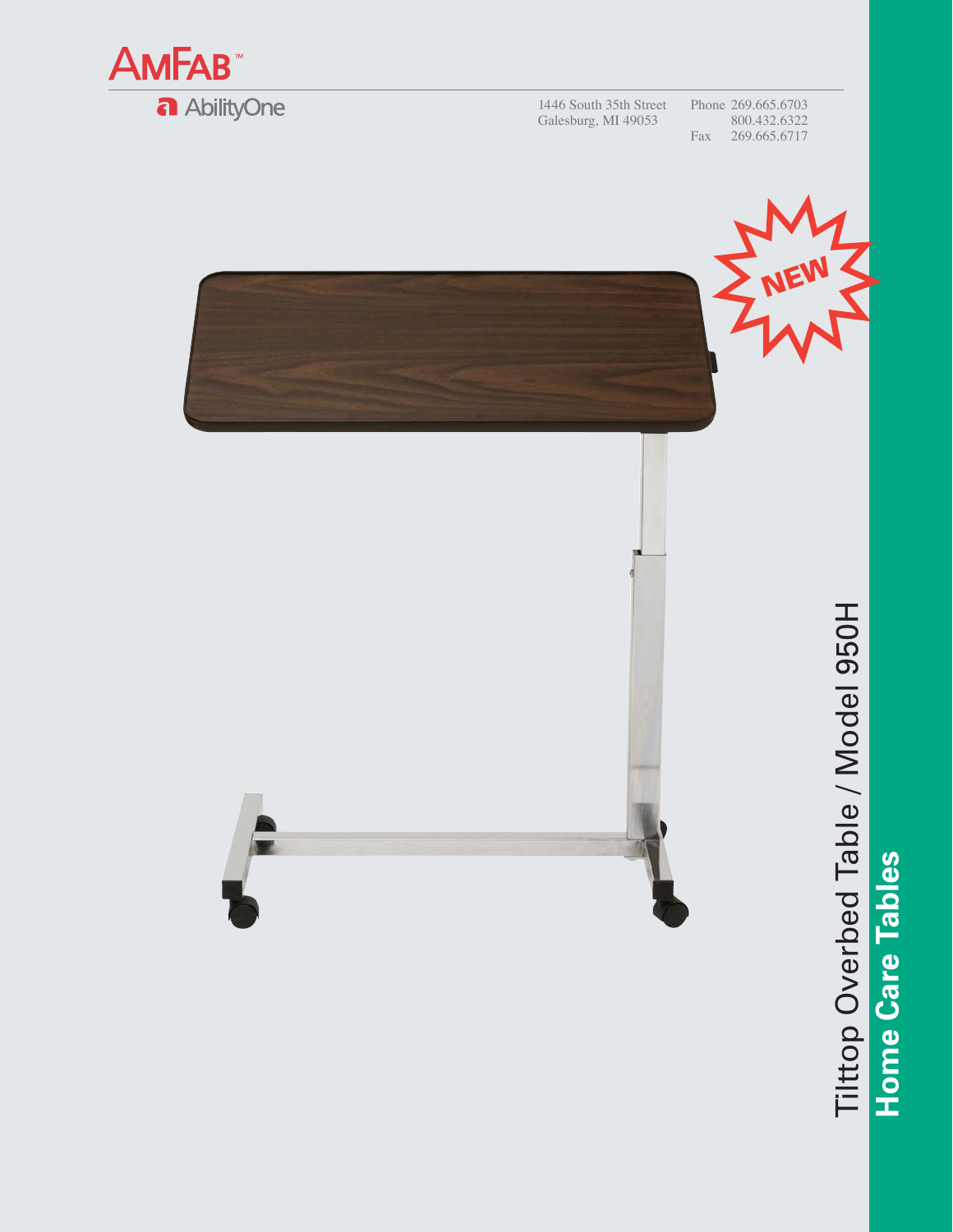AMFAB™

AbilityOne

1446 South 35th Street
Galesburg, MI 49053

Phone 269.665.6703
800.432.6322
Fax 269.665.6717

NEW

# Tilttop Overbed Table / Model 950H

## Home Care Tables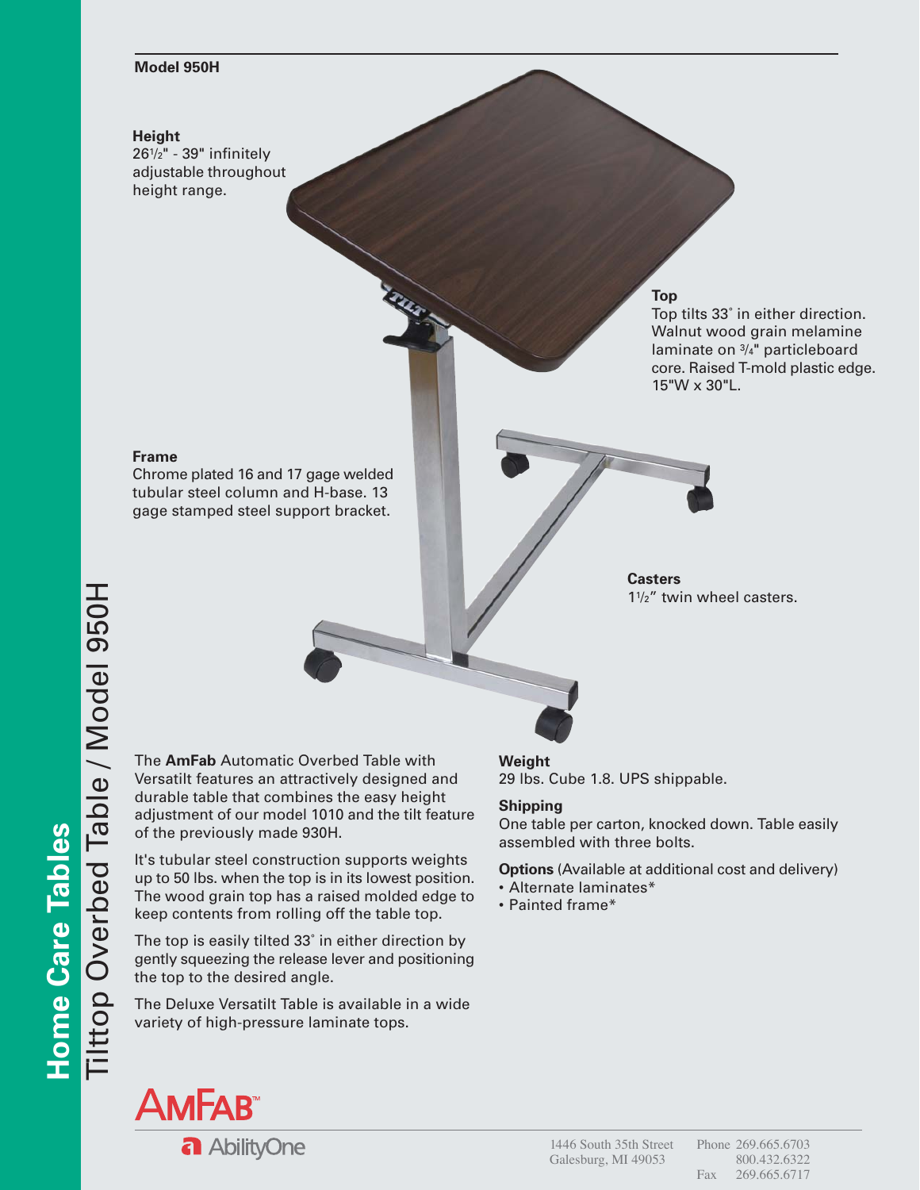**Model 950H**

**Height**
26½" - 39" infinitely adjustable throughout height range.

**Top**
Top tilts 33˚ in either direction. Walnut wood grain melamine laminate on ¾" particleboard core. Raised T-mold plastic edge. 15"W x 30"L.

**Frame**
Chrome plated 16 and 17 gage welded tubular steel column and H-base. 13 gage stamped steel support bracket.

**Casters**
1½" twin wheel casters.

The **AmFab** Automatic Overbed Table with Versatilt features an attractively designed and durable table that combines the easy height adjustment of our model 1010 and the tilt feature of the previously made 930H.

It's tubular steel construction supports weights up to 50 lbs. when the top is in its lowest position. The wood grain top has a raised molded edge to keep contents from rolling off the table top.

The top is easily tilted 33˚ in either direction by gently squeezing the release lever and positioning the top to the desired angle.

The Deluxe Versatilt Table is available in a wide variety of high-pressure laminate tops.

**Weight**
29 lbs. Cube 1.8. UPS shippable.

**Shipping**
One table per carton, knocked down. Table easily assembled with three bolts.

**Options** (Available at additional cost and delivery)
- Alternate laminates*
- Painted frame*

**Home Care Tables**
Tilttop Overbed Table / Model 950H

AMFAB™
AbilityOne

1446 South 35th Street
Galesburg, MI 49053

Phone 269.665.6703
800.432.6322
Fax 269.665.6717